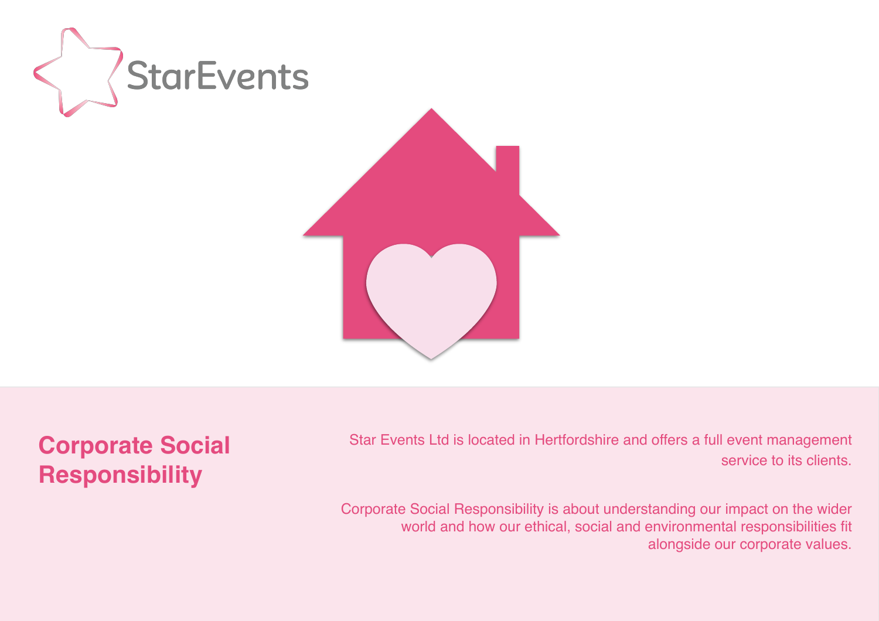StarEvents

# Corporate Social Responsibility

Star Events Ltd is located in Hertfordshire and offers a full event management service to its clients.

Corporate Social Responsibility is about understanding our impact on the wider world and how our ethical, social and environmental responsibilities fit alongside our corporate values.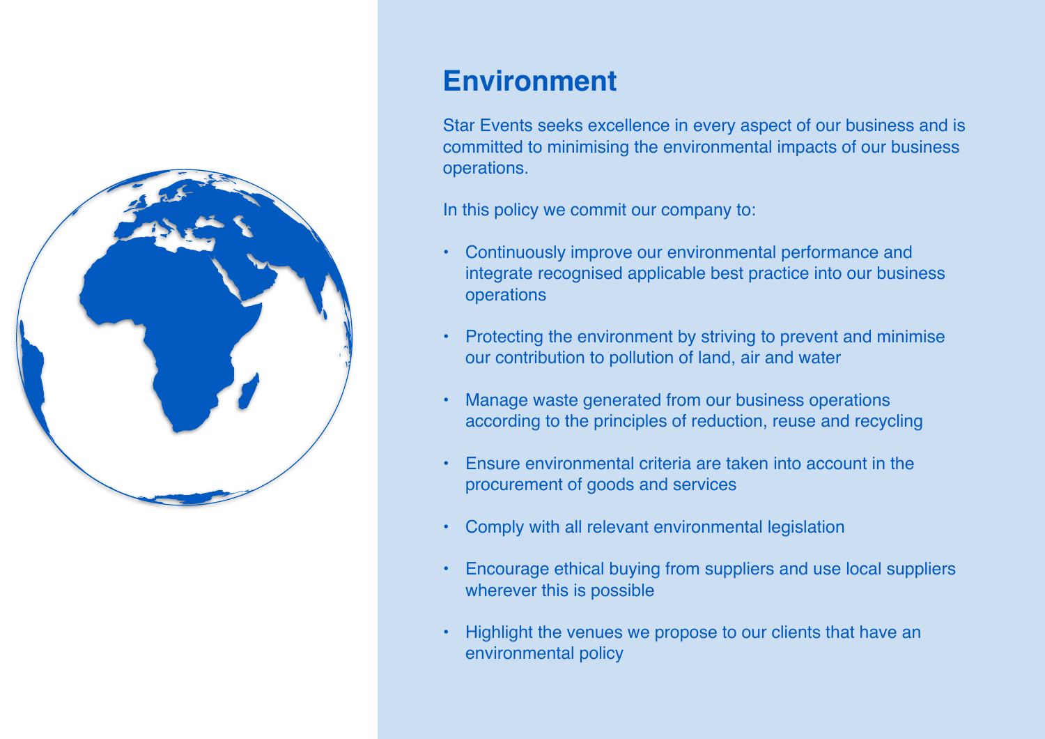# Environment

Star Events seeks excellence in every aspect of our business and is committed to minimising the environmental impacts of our business operations.

In this policy we commit our company to:

- Continuously improve our environmental performance and integrate recognised applicable best practice into our business operations
- Protecting the environment by striving to prevent and minimise our contribution to pollution of land, air and water
- Manage waste generated from our business operations according to the principles of reduction, reuse and recycling
- Ensure environmental criteria are taken into account in the procurement of goods and services
- Comply with all relevant environmental legislation
- Encourage ethical buying from suppliers and use local suppliers wherever this is possible
- Highlight the venues we propose to our clients that have an environmental policy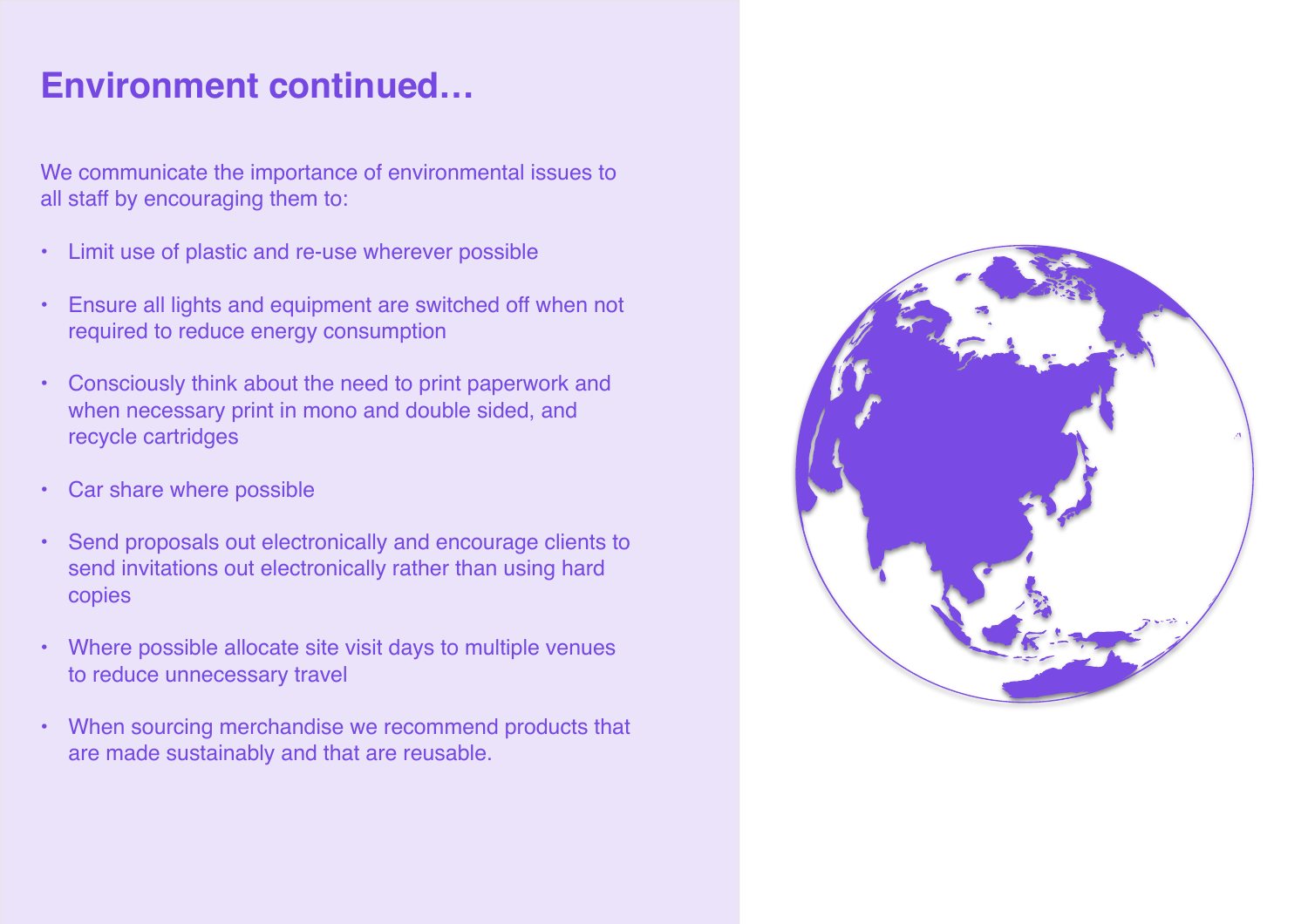# Environment continued…

We communicate the importance of environmental issues to all staff by encouraging them to:

- Limit use of plastic and re-use wherever possible
- Ensure all lights and equipment are switched off when not required to reduce energy consumption
- Consciously think about the need to print paperwork and when necessary print in mono and double sided, and recycle cartridges
- Car share where possible
- Send proposals out electronically and encourage clients to send invitations out electronically rather than using hard copies
- Where possible allocate site visit days to multiple venues to reduce unnecessary travel
- When sourcing merchandise we recommend products that are made sustainably and that are reusable.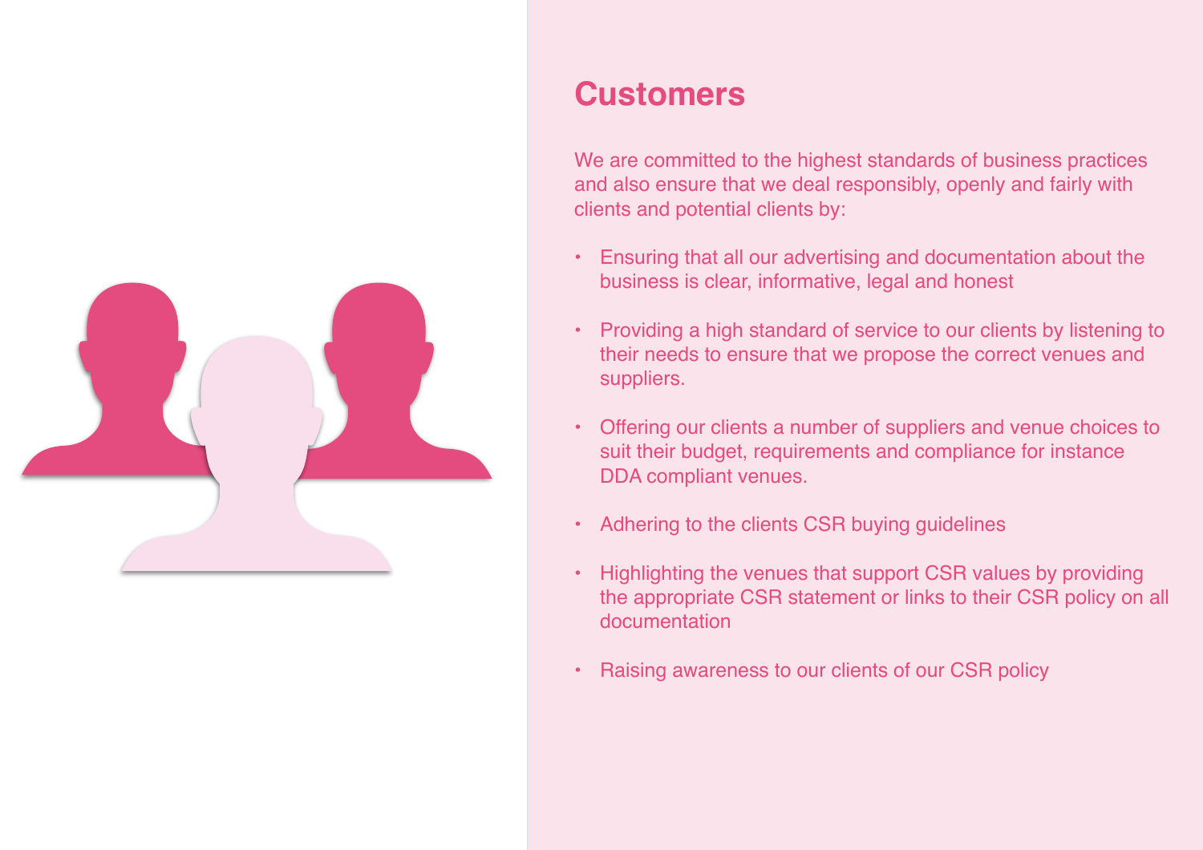## Customers

We are committed to the highest standards of business practices and also ensure that we deal responsibly, openly and fairly with clients and potential clients by:

- Ensuring that all our advertising and documentation about the business is clear, informative, legal and honest
- Providing a high standard of service to our clients by listening to their needs to ensure that we propose the correct venues and suppliers.
- Offering our clients a number of suppliers and venue choices to suit their budget, requirements and compliance for instance DDA compliant venues.
- Adhering to the clients CSR buying guidelines
- Highlighting the venues that support CSR values by providing the appropriate CSR statement or links to their CSR policy on all documentation
- Raising awareness to our clients of our CSR policy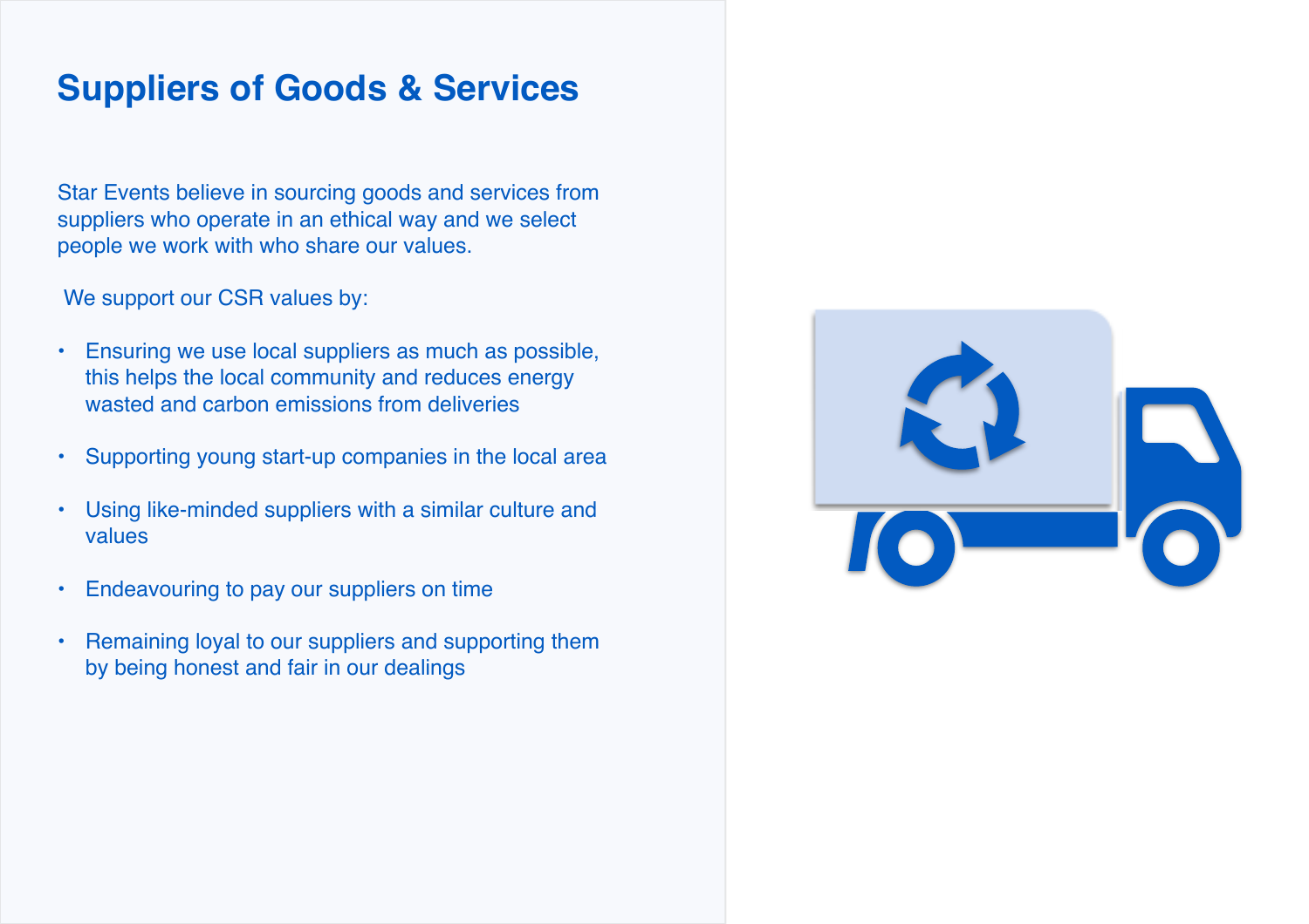# Suppliers of Goods & Services

Star Events believe in sourcing goods and services from suppliers who operate in an ethical way and we select people we work with who share our values.

We support our CSR values by:

- Ensuring we use local suppliers as much as possible, this helps the local community and reduces energy wasted and carbon emissions from deliveries
- Supporting young start-up companies in the local area
- Using like-minded suppliers with a similar culture and values
- Endeavouring to pay our suppliers on time
- Remaining loyal to our suppliers and supporting them by being honest and fair in our dealings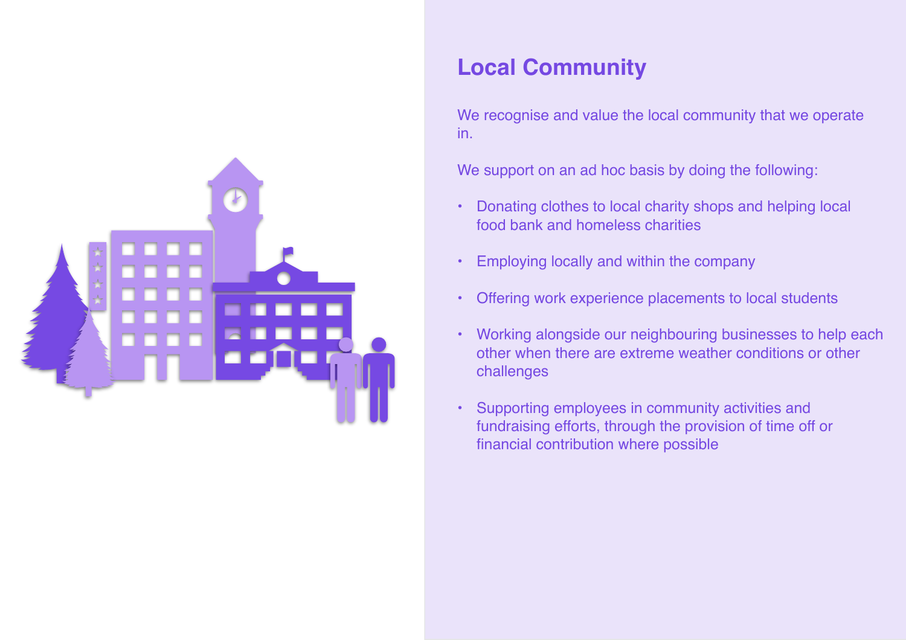## Local Community

We recognise and value the local community that we operate in.

We support on an ad hoc basis by doing the following:

- Donating clothes to local charity shops and helping local food bank and homeless charities
- Employing locally and within the company
- Offering work experience placements to local students
- Working alongside our neighbouring businesses to help each other when there are extreme weather conditions or other challenges
- Supporting employees in community activities and fundraising efforts, through the provision of time off or financial contribution where possible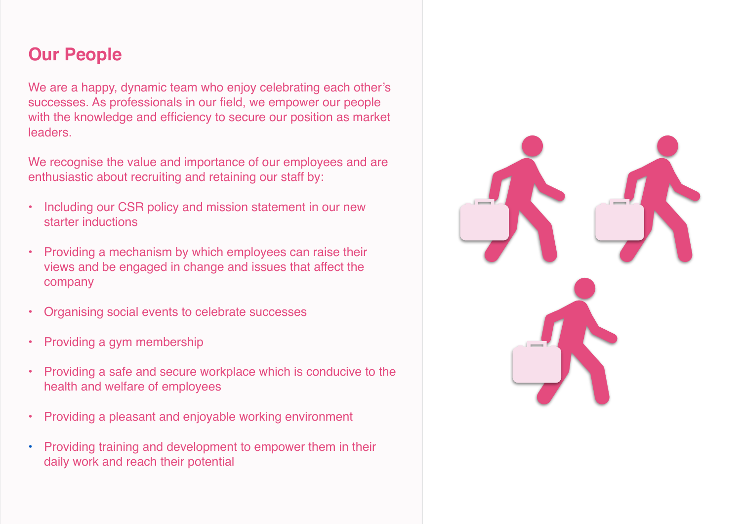## Our People

We are a happy, dynamic team who enjoy celebrating each other's successes. As professionals in our field, we empower our people with the knowledge and efficiency to secure our position as market leaders.

We recognise the value and importance of our employees and are enthusiastic about recruiting and retaining our staff by:

- Including our CSR policy and mission statement in our new starter inductions
- Providing a mechanism by which employees can raise their views and be engaged in change and issues that affect the company
- Organising social events to celebrate successes
- Providing a gym membership
- Providing a safe and secure workplace which is conducive to the health and welfare of employees
- Providing a pleasant and enjoyable working environment
- Providing training and development to empower them in their daily work and reach their potential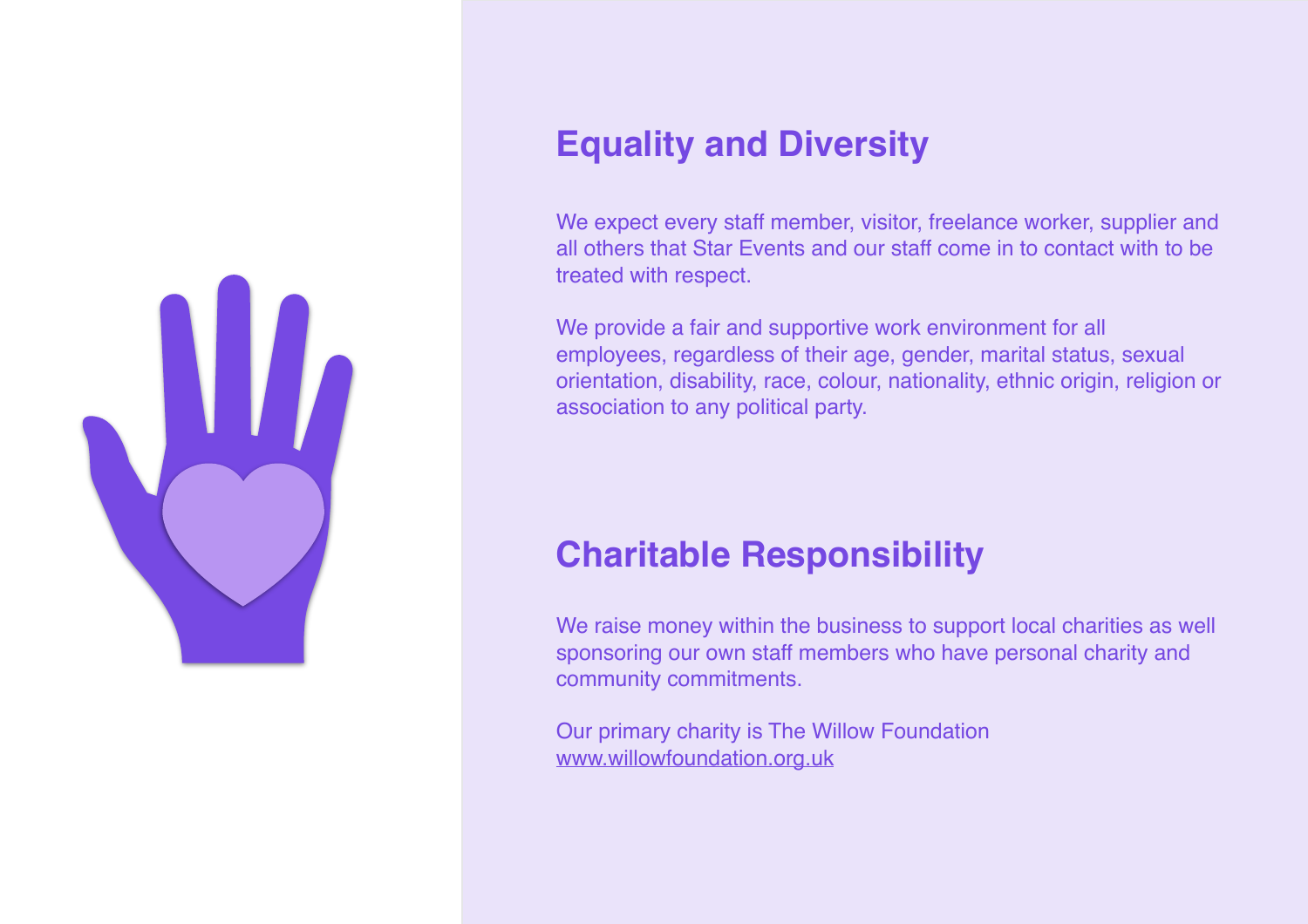## Equality and Diversity

We expect every staff member, visitor, freelance worker, supplier and all others that Star Events and our staff come in to contact with to be treated with respect.

We provide a fair and supportive work environment for all employees, regardless of their age, gender, marital status, sexual orientation, disability, race, colour, nationality, ethnic origin, religion or association to any political party.

## Charitable Responsibility

We raise money within the business to support local charities as well sponsoring our own staff members who have personal charity and community commitments.

Our primary charity is The Willow Foundation
www.willowfoundation.org.uk